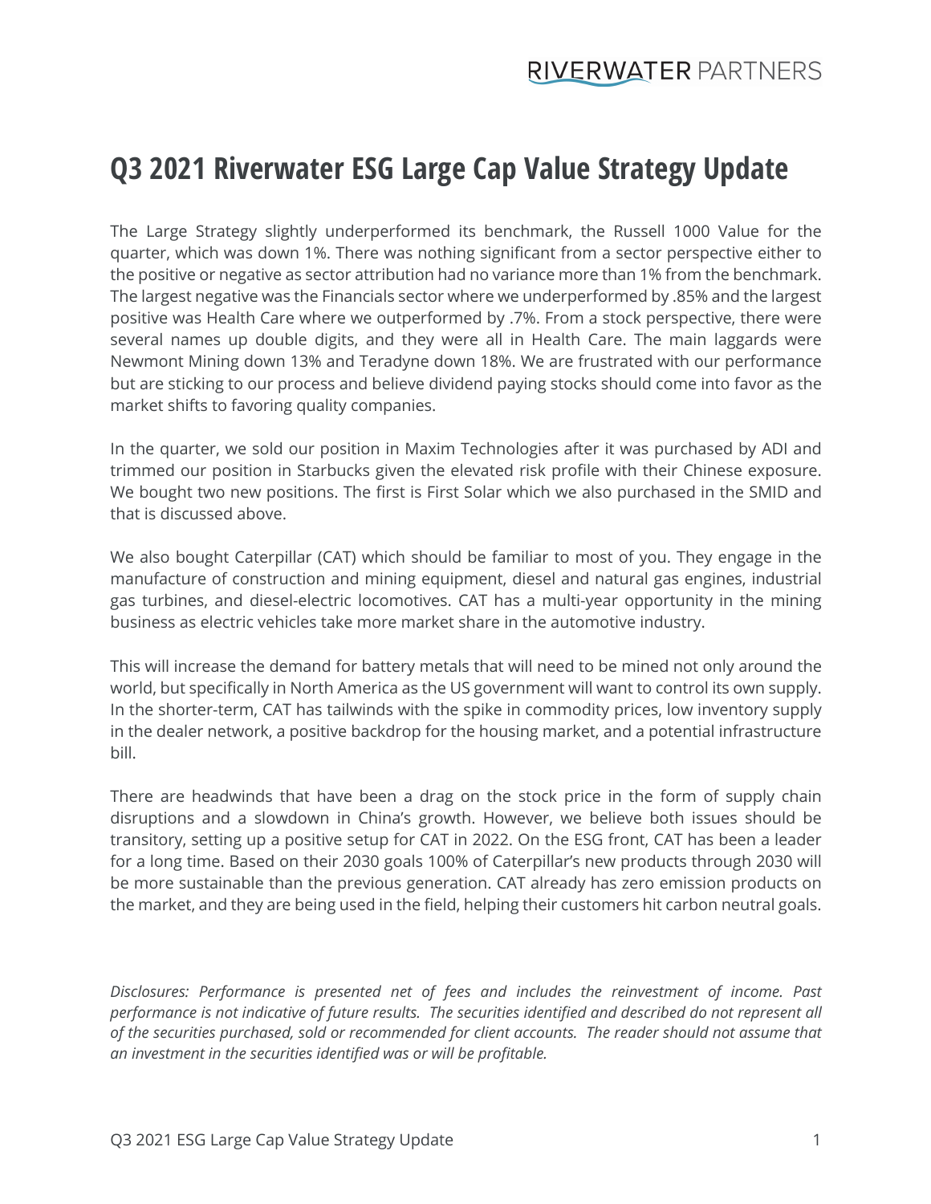# Q3 2021 Riverwater ESG Large Cap Value Strategy Update

The Large Strategy slightly underperformed its benchmark, the Russell 1000 Value for the quarter, which was down 1%. There was nothing significant from a sector perspective either to the positive or negative as sector attribution had no variance more than 1% from the benchmark. The largest negative was the Financials sector where we underperformed by .85% and the largest positive was Health Care where we outperformed by .7%. From a stock perspective, there were several names up double digits, and they were all in Health Care. The main laggards were Newmont Mining down 13% and Teradyne down 18%. We are frustrated with our performance but are sticking to our process and believe dividend paying stocks should come into favor as the market shifts to favoring quality companies.

In the quarter, we sold our position in Maxim Technologies after it was purchased by ADI and trimmed our position in Starbucks given the elevated risk profile with their Chinese exposure. We bought two new positions. The first is First Solar which we also purchased in the SMID and that is discussed above.

We also bought Caterpillar (CAT) which should be familiar to most of you. They engage in the manufacture of construction and mining equipment, diesel and natural gas engines, industrial gas turbines, and diesel-electric locomotives. CAT has a multi-year opportunity in the mining business as electric vehicles take more market share in the automotive industry.

This will increase the demand for battery metals that will need to be mined not only around the world, but specifically in North America as the US government will want to control its own supply. In the shorter-term, CAT has tailwinds with the spike in commodity prices, low inventory supply in the dealer network, a positive backdrop for the housing market, and a potential infrastructure bill.

There are headwinds that have been a drag on the stock price in the form of supply chain disruptions and a slowdown in China's growth. However, we believe both issues should be transitory, setting up a positive setup for CAT in 2022. On the ESG front, CAT has been a leader for a long time. Based on their 2030 goals 100% of Caterpillar's new products through 2030 will be more sustainable than the previous generation. CAT already has zero emission products on the market, and they are being used in the field, helping their customers hit carbon neutral goals.

*Disclosures: Performance is presented net of fees and includes the reinvestment of income. Past performance is not indicative of future results. The securities identified and described do not represent all of the securities purchased, sold or recommended for client accounts. The reader should not assume that an investment in the securities identified was or will be profitable.*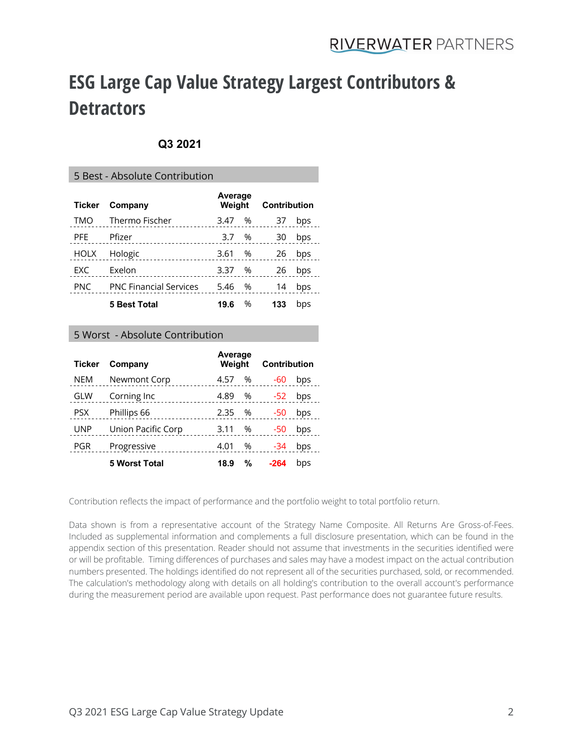# ESG Large Cap Value Strategy Largest Contributors & Detractors

### Q3 2021

**5 Best - Absolute Contribution**

| Ticker | Company | Average Weight | Contribution |
|---|---|---|---|
| TMO | Thermo Fischer | 3.47 % | 37 bps |
| PFE | Pfizer | 3.7 % | 30 bps |
| HOLX | Hologic | 3.61 % | 26 bps |
| EXC | Exelon | 3.37 % | 26 bps |
| PNC | PNC Financial Services | 5.46 % | 14 bps |
| | **5 Best Total** | **19.6** % | **133** bps |

**5 Worst - Absolute Contribution**

| Ticker | Company | Average Weight | Contribution |
|---|---|---|---|
| NEM | Newmont Corp | 4.57 % | -60 bps |
| GLW | Corning Inc | 4.89 % | -52 bps |
| PSX | Phillips 66 | 2.35 % | -50 bps |
| UNP | Union Pacific Corp | 3.11 % | -50 bps |
| PGR | Progressive | 4.01 % | -34 bps |
| | **5 Worst Total** | **18.9 %** | **-264** bps |

Contribution reflects the impact of performance and the portfolio weight to total portfolio return.

Data shown is from a representative account of the Strategy Name Composite. All Returns Are Gross-of-Fees. Included as supplemental information and complements a full disclosure presentation, which can be found in the appendix section of this presentation. Reader should not assume that investments in the securities identified were or will be profitable. Timing differences of purchases and sales may have a modest impact on the actual contribution numbers presented. The holdings identified do not represent all of the securities purchased, sold, or recommended. The calculation's methodology along with details on all holding's contribution to the overall account's performance during the measurement period are available upon request. Past performance does not guarantee future results.